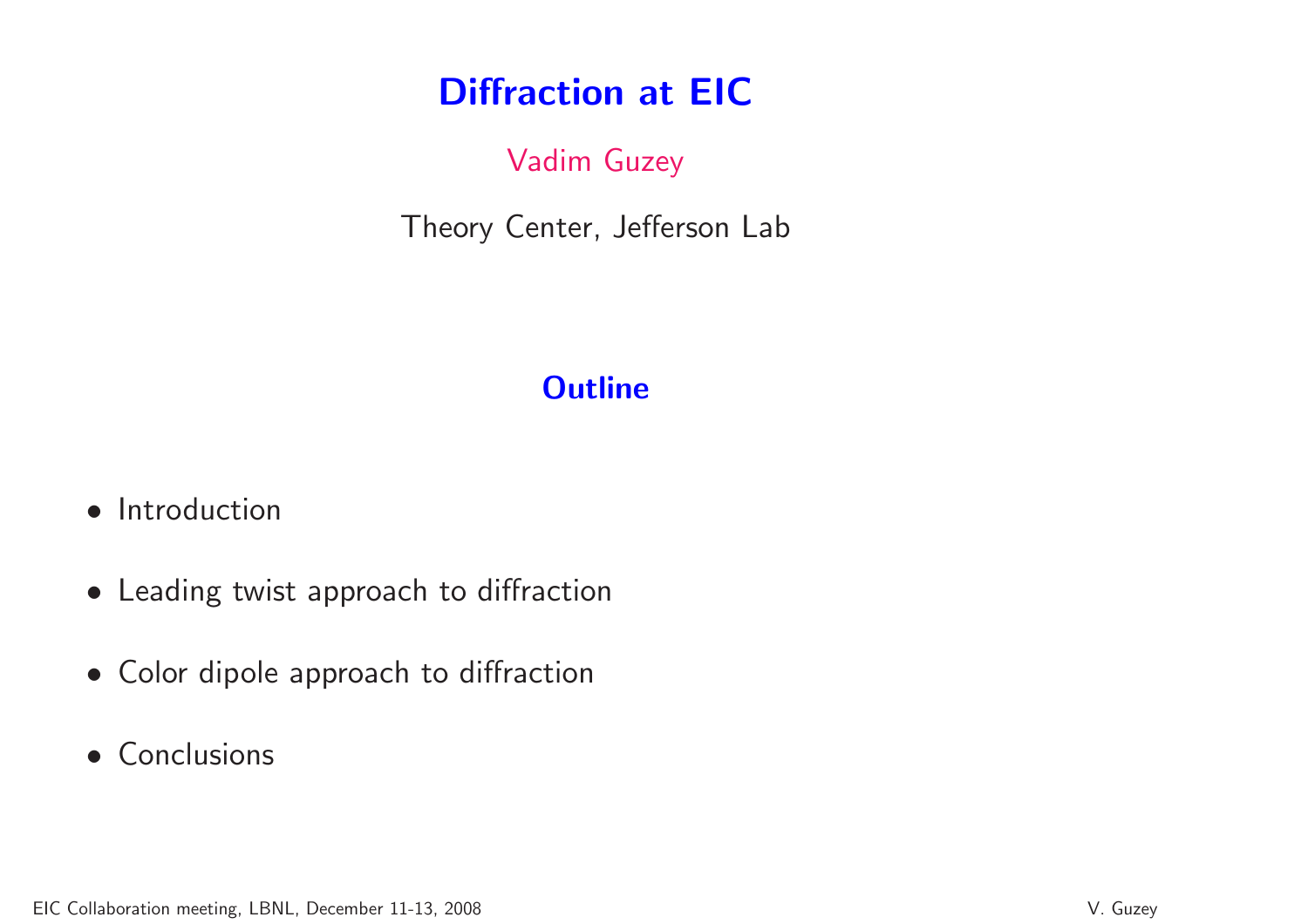# Diffraction at EIC

Vadim Guzey

Theory Center, Jefferson Lab

## Outline

- Introduction
- Leading twist approach to diffraction
- Color dipole approach to diffraction
- Conclusions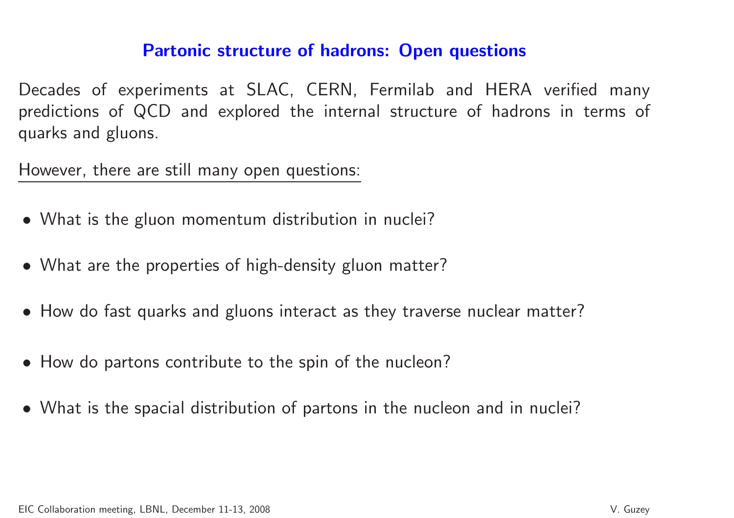## Partonic structure of hadrons: Open questions

Decades of experiments at SLAC, CERN, Fermilab and HERA verified many predictions of QCD and explored the internal structure of hadrons in terms of quarks and gluons.

However, there are still many open questions:

- What is the gluon momentum distribution in nuclei?
- What are the properties of high-density gluon matter?
- How do fast quarks and gluons interact as they traverse nuclear matter?
- How do partons contribute to the spin of the nucleon?
- What is the spacial distribution of partons in the nucleon and in nuclei?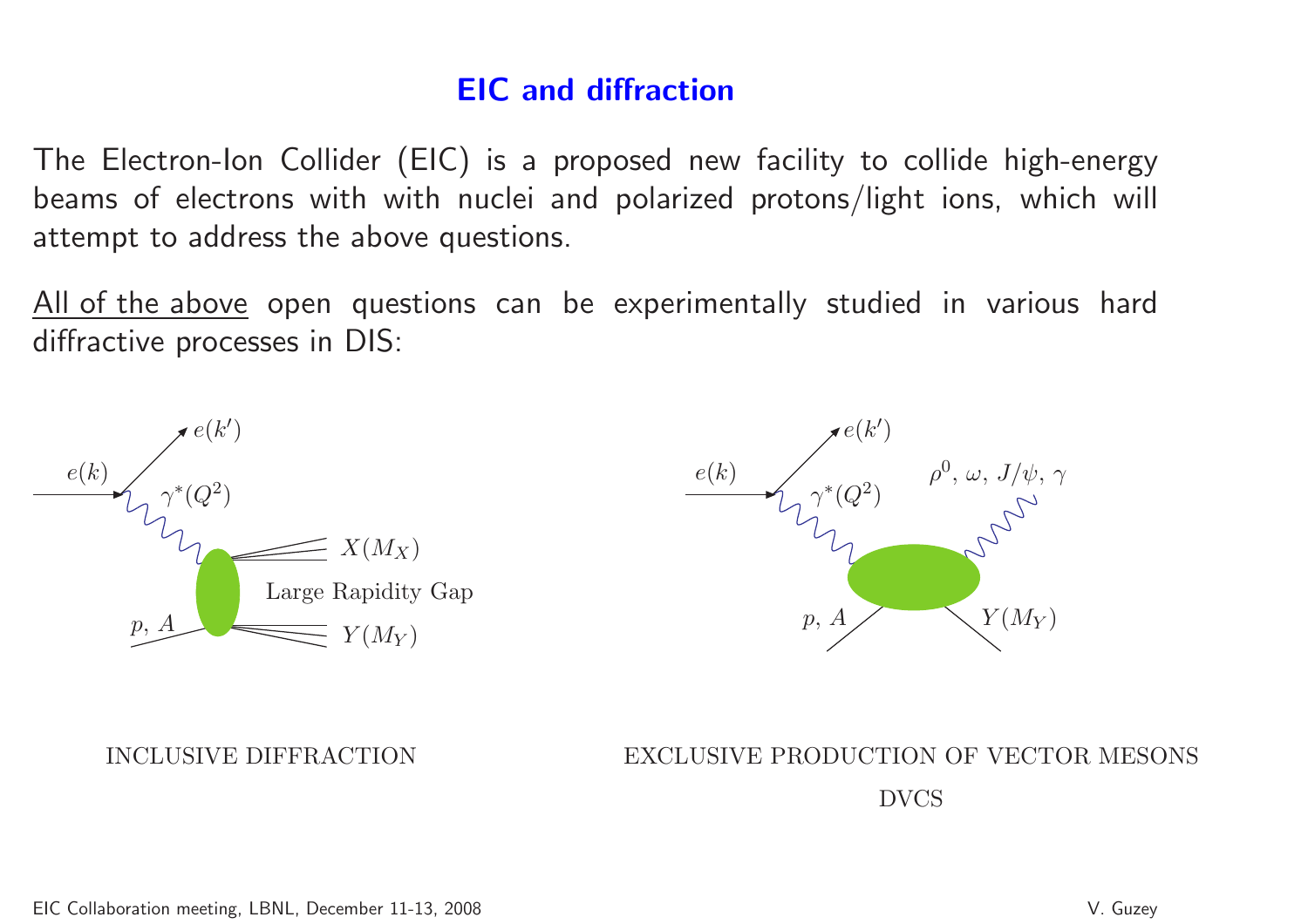# EIC and diffraction

The Electron-Ion Collider (EIC) is a proposed new facility to collide high-energy beams of electrons with with nuclei and polarized protons/light ions, which will attempt to address the above questions.

<u>All of the above</u> open questions can be experimentally studied in various hard diffractive processes in DIS:

$e(k)$ $e(k')$ $\gamma^*(Q^2)$ $X(M_X)$ Large Rapidity Gap $p,\ A$ $Y(M_Y)$

INCLUSIVE DIFFRACTION

$e(k)$ $e(k')$ $\gamma^*(Q^2)$ $\rho^0,\ \omega,\ J/\psi,\ \gamma$ $p,\ A$ $Y(M_Y)$

EXCLUSIVE PRODUCTION OF VECTOR MESONS

DVCS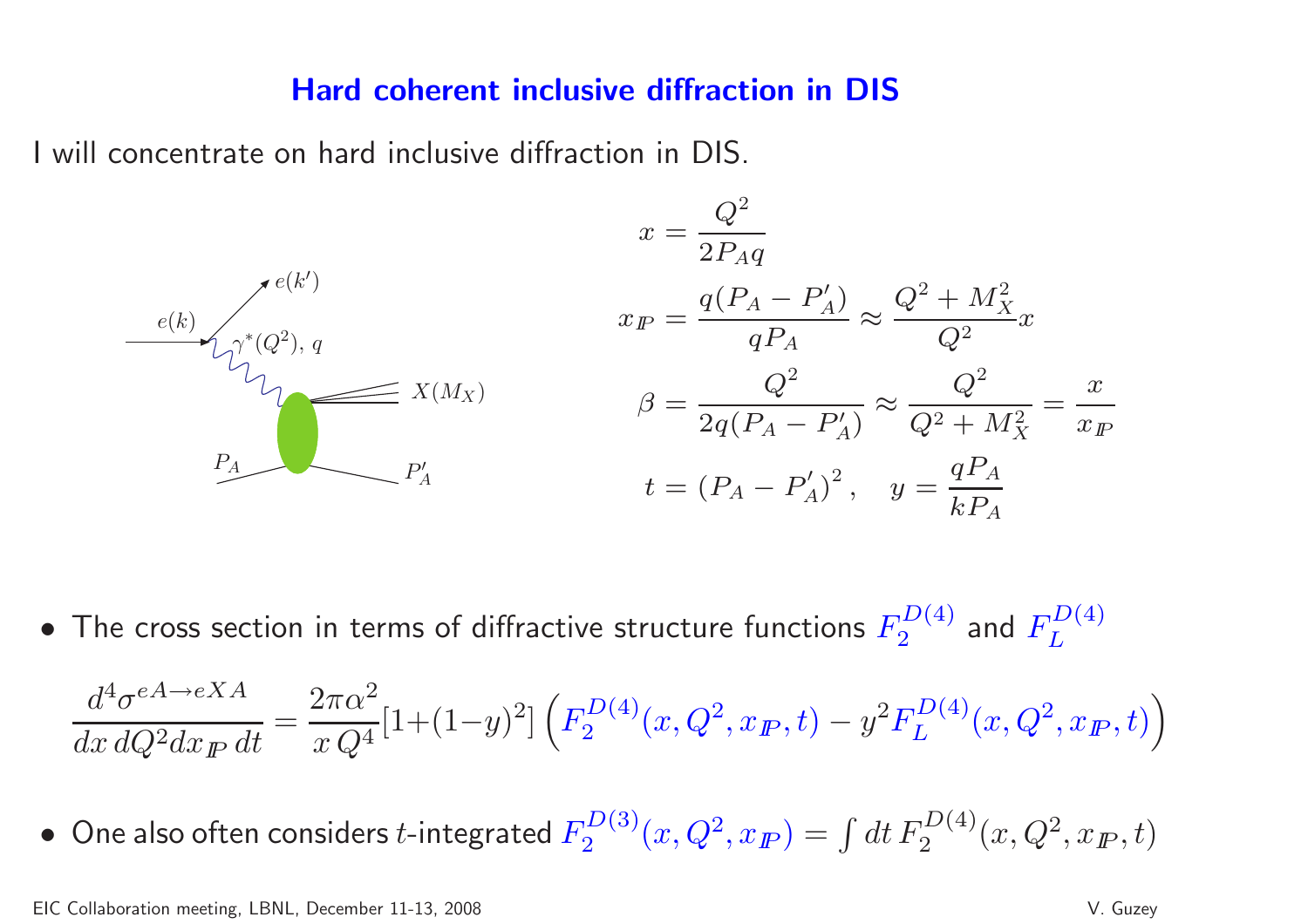## Hard coherent inclusive diffraction in DIS

I will concentrate on hard inclusive diffraction in DIS.

$$x = \frac{Q^2}{2P_A q}$$

$$x_{I\!P} = \frac{q(P_A - P_A')}{qP_A} \approx \frac{Q^2 + M_X^2}{Q^2} x$$

$$\beta = \frac{Q^2}{2q(P_A - P_A')} \approx \frac{Q^2}{Q^2 + M_X^2} = \frac{x}{x_{I\!P}}$$

$$t = (P_A - P_A')^2, \quad y = \frac{qP_A}{kP_A}$$

- The cross section in terms of diffractive structure functions $F_2^{D(4)}$ and $F_L^{D(4)}$

$$\frac{d^4\sigma^{eA\to eXA}}{dx\, dQ^2 dx_{I\!P}\, dt} = \frac{2\pi\alpha^2}{x\, Q^4}[1+(1-y)^2] \left(F_2^{D(4)}(x, Q^2, x_{I\!P}, t) - y^2 F_L^{D(4)}(x, Q^2, x_{I\!P}, t)\right)$$

- One also often considers $t$-integrated $F_2^{D(3)}(x, Q^2, x_{I\!P}) = \int dt\, F_2^{D(4)}(x, Q^2, x_{I\!P}, t)$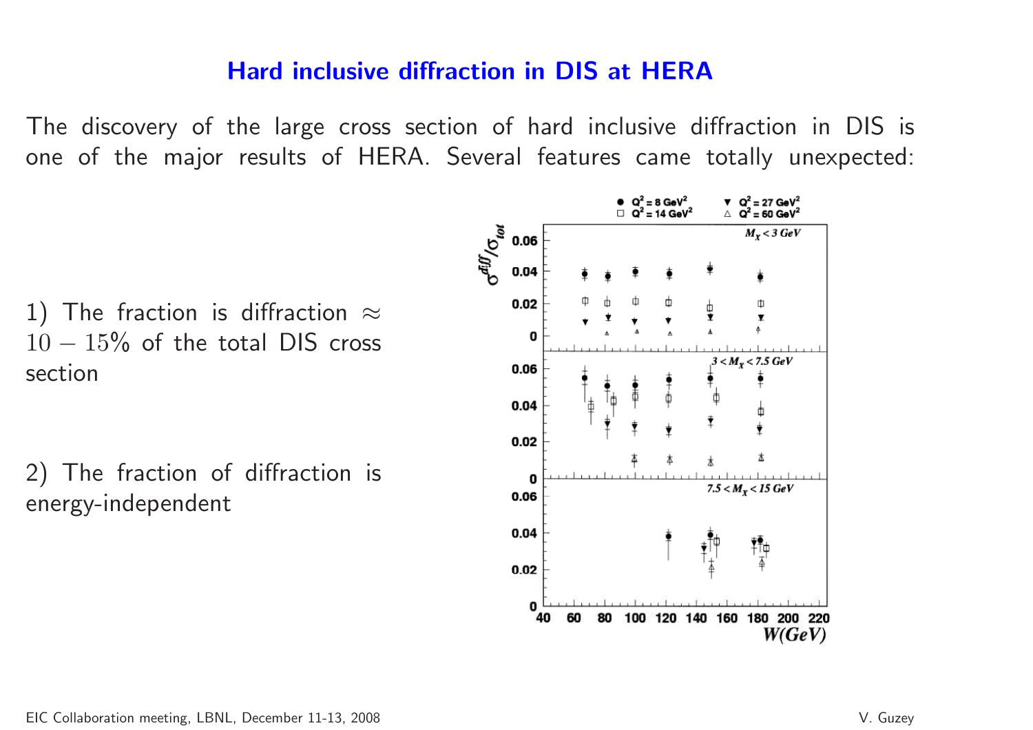# Hard inclusive diffraction in DIS at HERA

The discovery of the large cross section of hard inclusive diffraction in DIS is one of the major results of HERA. Several features came totally unexpected:

1) The fraction is diffraction $\approx 10 - 15\%$ of the total DIS cross section

2) The fraction of diffraction is energy-independent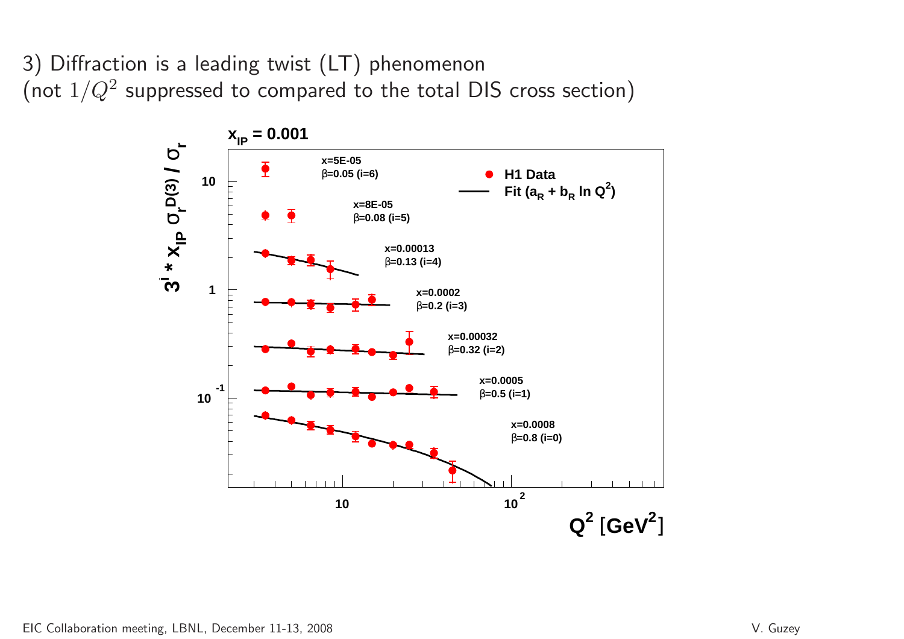3) Diffraction is a leading twist (LT) phenomenon
(not $1/Q^2$ suppressed to compared to the total DIS cross section)

$x_{IP} = 0.001$

$3^i * x_{IP}\, \sigma_r^{D(3)} / \sigma_r$

- H1 Data
- Fit ($a_R + b_R \ln Q^2$)

x=5E-05, $\beta$=0.05 (i=6)

x=8E-05, $\beta$=0.08 (i=5)

x=0.00013, $\beta$=0.13 (i=4)

x=0.0002, $\beta$=0.2 (i=3)

x=0.00032, $\beta$=0.32 (i=2)

x=0.0005, $\beta$=0.5 (i=1)

x=0.0008, $\beta$=0.8 (i=0)

$Q^2$ [GeV$^2$]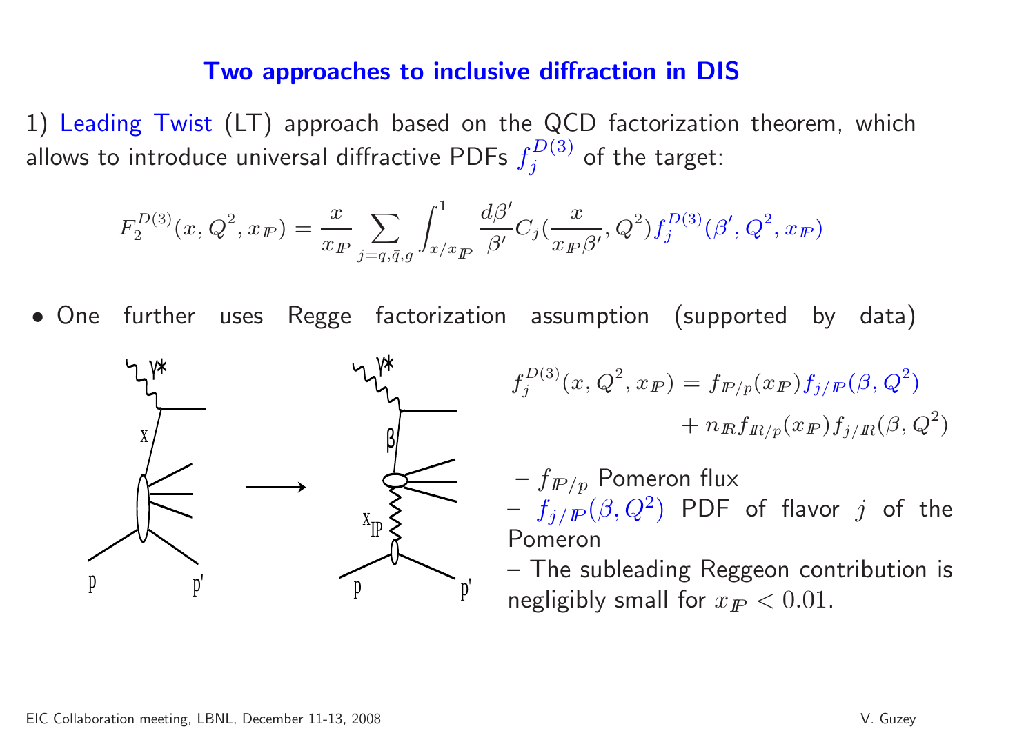## Two approaches to inclusive diffraction in DIS

1) Leading Twist (LT) approach based on the QCD factorization theorem, which allows to introduce universal diffractive PDFs $f_j^{D(3)}$ of the target:

$$F_2^{D(3)}(x, Q^2, x_{I\!P}) = \frac{x}{x_{I\!P}} \sum_{j=q,\bar{q},g} \int_{x/x_{I\!P}}^{1} \frac{d\beta'}{\beta'} C_j(\frac{x}{x_{I\!P}\beta'}, Q^2) f_j^{D(3)}(\beta', Q^2, x_{I\!P})$$

- One further uses Regge factorization assumption (supported by data)

$$f_j^{D(3)}(x, Q^2, x_{I\!P}) = f_{I\!P/p}(x_{I\!P}) f_{j/I\!P}(\beta, Q^2) + n_{I\!R} f_{I\!R/p}(x_{I\!P}) f_{j/I\!R}(\beta, Q^2)$$

– $f_{I\!P/p}$ Pomeron flux
– $f_{j/I\!P}(\beta, Q^2)$ PDF of flavor $j$ of the Pomeron
– The subleading Reggeon contribution is negligibly small for $x_{I\!P} < 0.01$.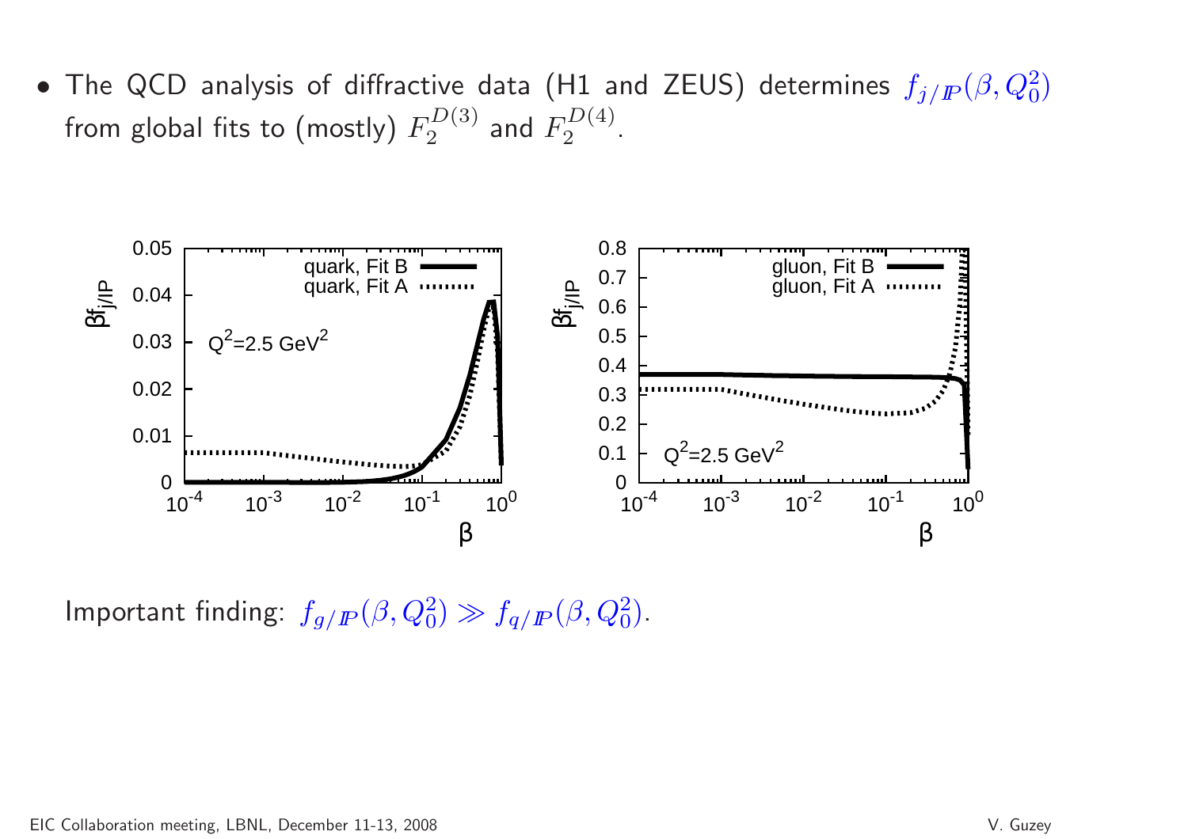- The QCD analysis of diffractive data (H1 and ZEUS) determines $f_{j/I\!P}(\beta, Q_0^2)$ from global fits to (mostly) $F_2^{D(3)}$ and $F_2^{D(4)}$.

Important finding: $f_{g/I\!P}(\beta, Q_0^2) \gg f_{q/I\!P}(\beta, Q_0^2)$.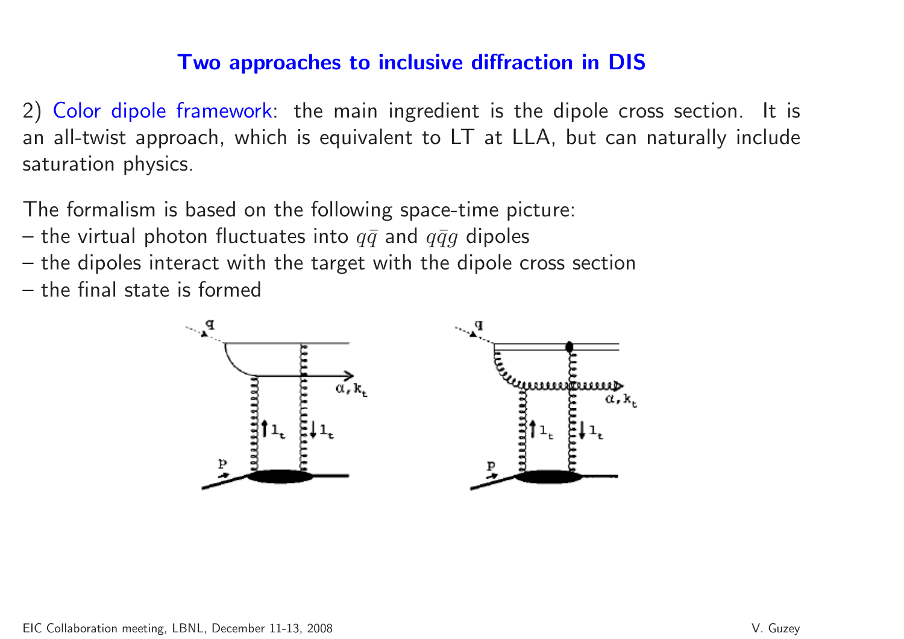## Two approaches to inclusive diffraction in DIS

2) Color dipole framework: the main ingredient is the dipole cross section. It is an all-twist approach, which is equivalent to LT at LLA, but can naturally include saturation physics.

The formalism is based on the following space-time picture:

– the virtual photon fluctuates into $q\bar{q}$ and $q\bar{q}g$ dipoles
– the dipoles interact with the target with the dipole cross section
– the final state is formed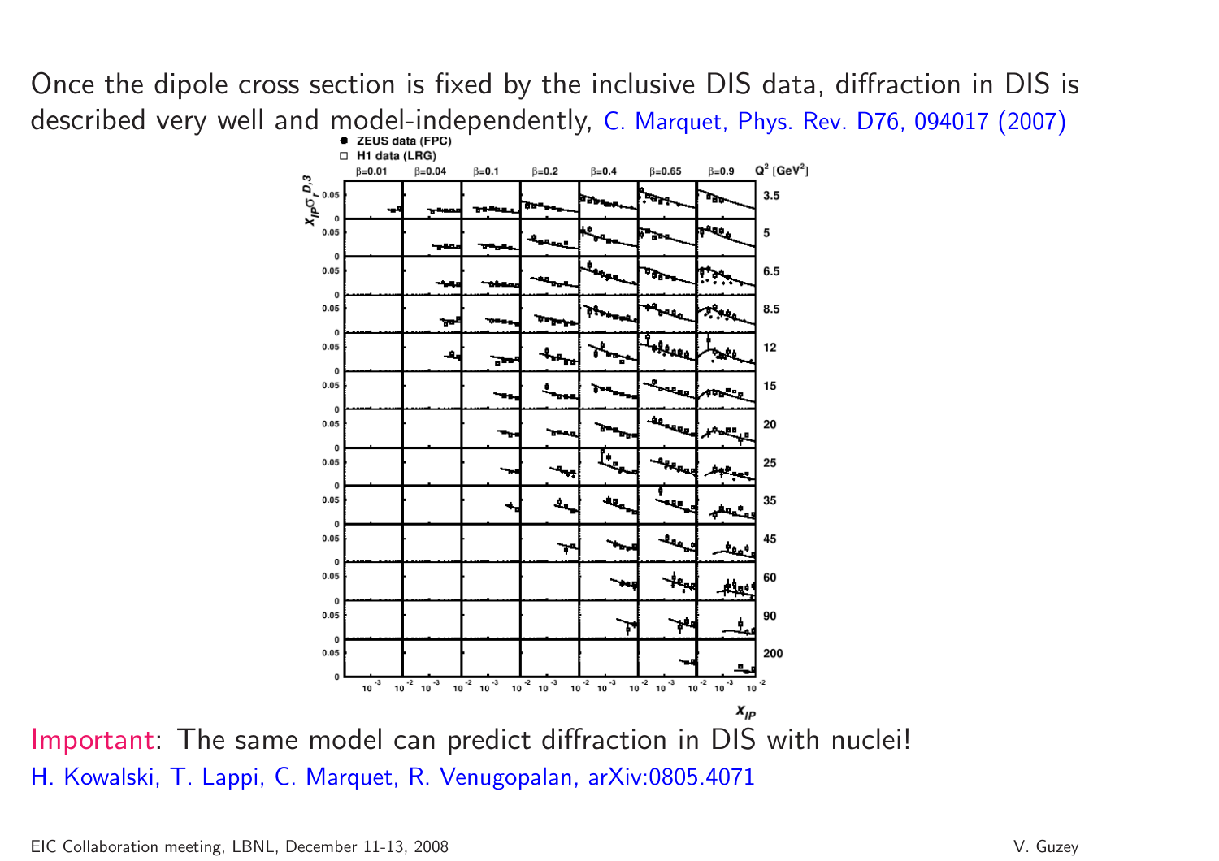Once the dipole cross section is fixed by the inclusive DIS data, diffraction in DIS is described very well and model-independently, C. Marquet, Phys. Rev. D76, 094017 (2007)

Important: The same model can predict diffraction in DIS with nuclei!
H. Kowalski, T. Lappi, C. Marquet, R. Venugopalan, arXiv:0805.4071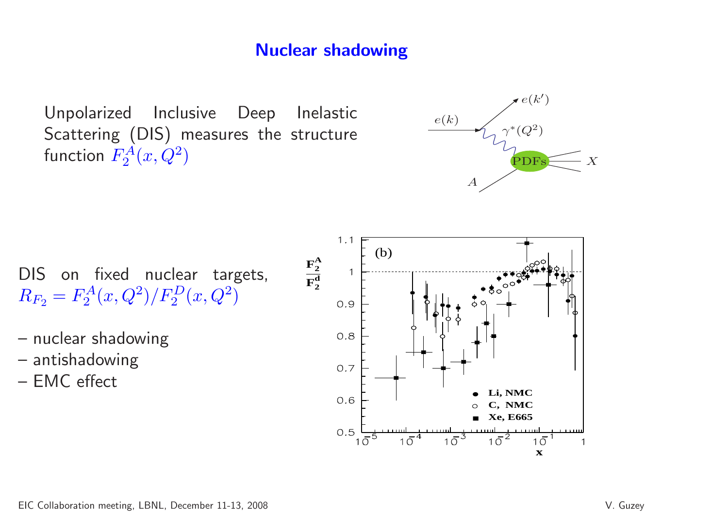# Nuclear shadowing

Unpolarized Inclusive Deep Inelastic Scattering (DIS) measures the structure function $F_2^A(x, Q^2)$

DIS on fixed nuclear targets, $R_{F_2} = F_2^A(x, Q^2)/F_2^D(x, Q^2)$

– nuclear shadowing
– antishadowing
– EMC effect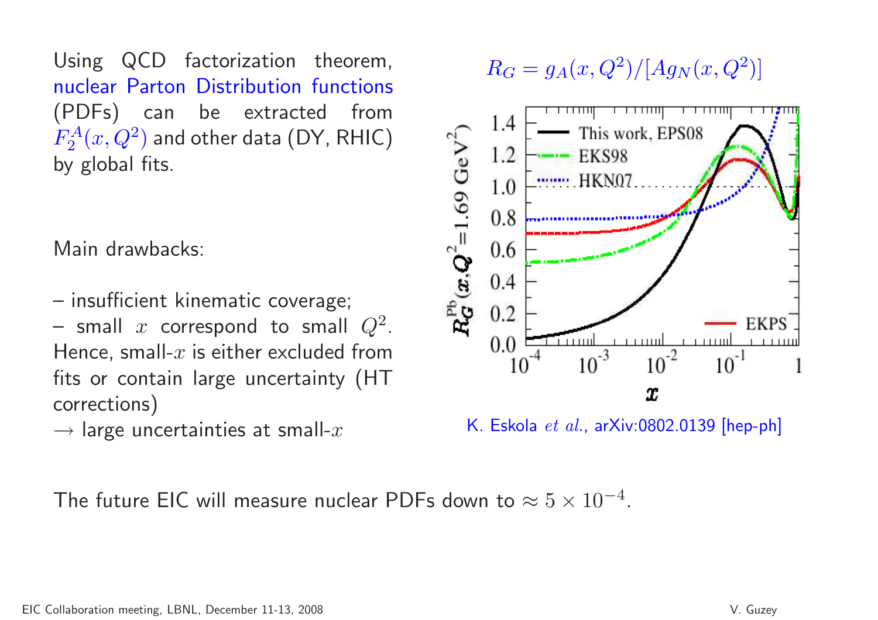Using QCD factorization theorem, nuclear Parton Distribution functions (PDFs) can be extracted from $F_2^A(x, Q^2)$ and other data (DY, RHIC) by global fits.

$$R_G = g_A(x, Q^2)/[A g_N(x, Q^2)]$$

Main drawbacks:

– insufficient kinematic coverage;
– small $x$ correspond to small $Q^2$. Hence, small-$x$ is either excluded from fits or contain large uncertainty (HT corrections)
→ large uncertainties at small-$x$

K. Eskola *et al.*, arXiv:0802.0139 [hep-ph]

The future EIC will measure nuclear PDFs down to $\approx 5 \times 10^{-4}$.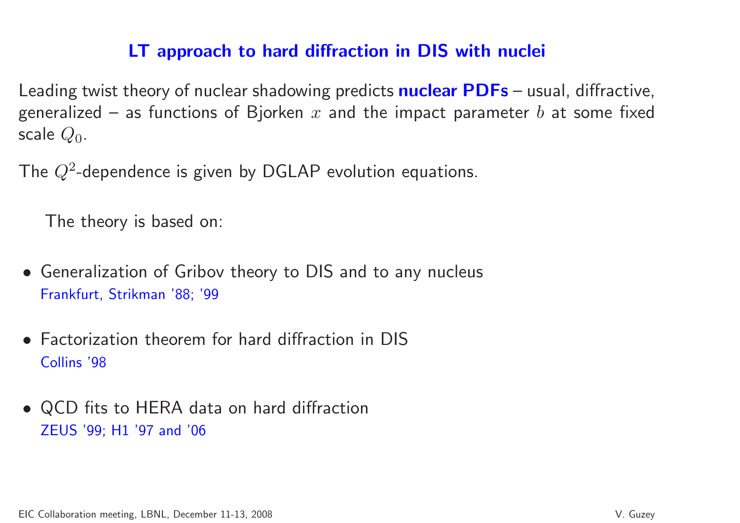## LT approach to hard diffraction in DIS with nuclei

Leading twist theory of nuclear shadowing predicts **nuclear PDFs** – usual, diffractive, generalized – as functions of Bjorken $x$ and the impact parameter $b$ at some fixed scale $Q_0$.

The $Q^2$-dependence is given by DGLAP evolution equations.

The theory is based on:

- Generalization of Gribov theory to DIS and to any nucleus
  Frankfurt, Strikman '88; '99

- Factorization theorem for hard diffraction in DIS
  Collins '98

- QCD fits to HERA data on hard diffraction
  ZEUS '99; H1 '97 and '06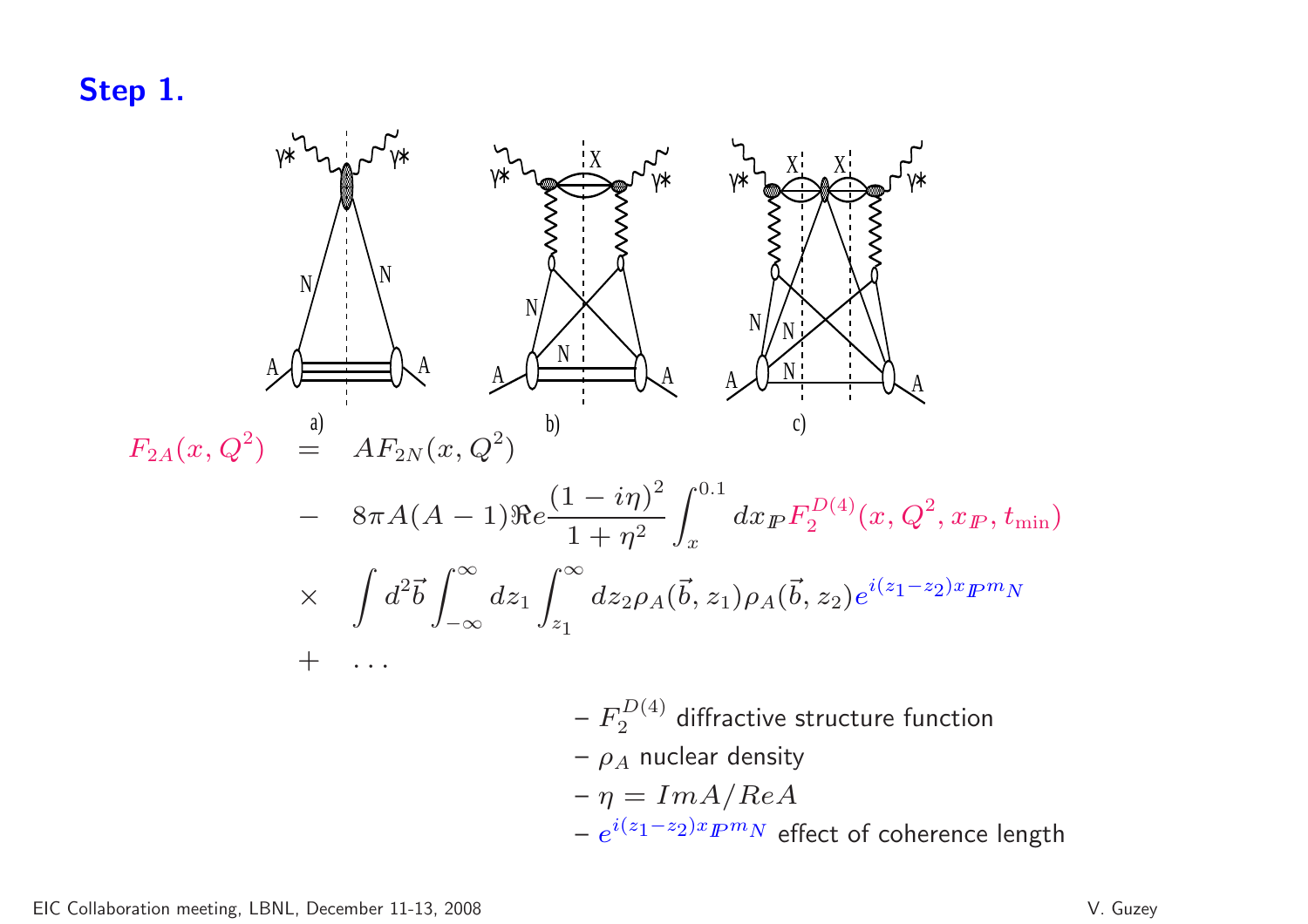## Step 1.

a) b) c)

$$
\begin{aligned}
F_{2A}(x,Q^2) &= AF_{2N}(x,Q^2) \\
&- 8\pi A(A-1)\Re e\frac{(1-i\eta)^2}{1+\eta^2}\int_x^{0.1} dx_{I\!P} F_2^{D(4)}(x,Q^2,x_{I\!P},t_{\min}) \\
&\times \int d^2\vec{b}\int_{-\infty}^{\infty} dz_1 \int_{z_1}^{\infty} dz_2 \rho_A(\vec{b},z_1)\rho_A(\vec{b},z_2) e^{i(z_1-z_2)x_{I\!P}m_N} \\
&+ \ldots
\end{aligned}
$$

- $F_2^{D(4)}$ diffractive structure function
- $\rho_A$ nuclear density
- $\eta = ImA/ReA$
- $e^{i(z_1-z_2)x_{I\!P}m_N}$ effect of coherence length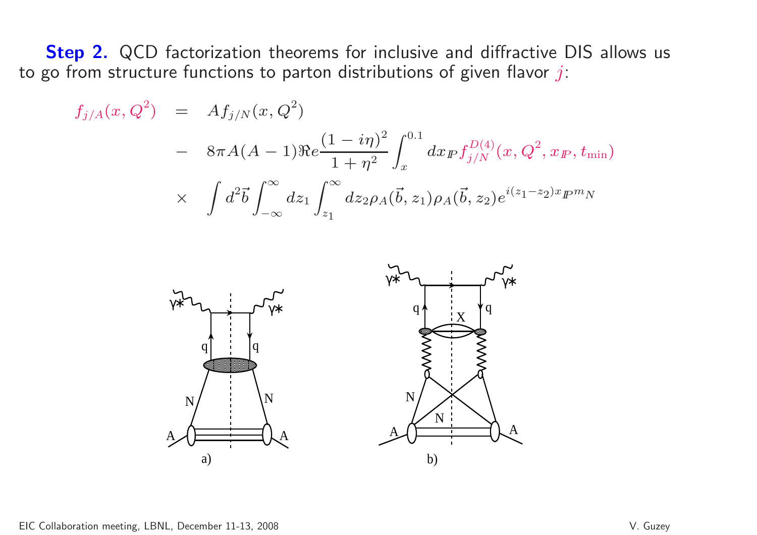**Step 2.** QCD factorization theorems for inclusive and diffractive DIS allows us to go from structure functions to parton distributions of given flavor $j$:

$$
\begin{aligned}
f_{j/A}(x,Q^2) &= A f_{j/N}(x,Q^2) \\
&- 8\pi A(A-1)\Re e \frac{(1-i\eta)^2}{1+\eta^2}\int_x^{0.1} dx_{I\!P} f_{j/N}^{D(4)}(x,Q^2,x_{I\!P},t_{\min}) \\
&\times \int d^2\vec{b}\int_{-\infty}^{\infty} dz_1 \int_{z_1}^{\infty} dz_2 \rho_A(\vec{b},z_1)\rho_A(\vec{b},z_2) e^{i(z_1-z_2)x_{I\!P} m_N}
\end{aligned}
$$

a)

b)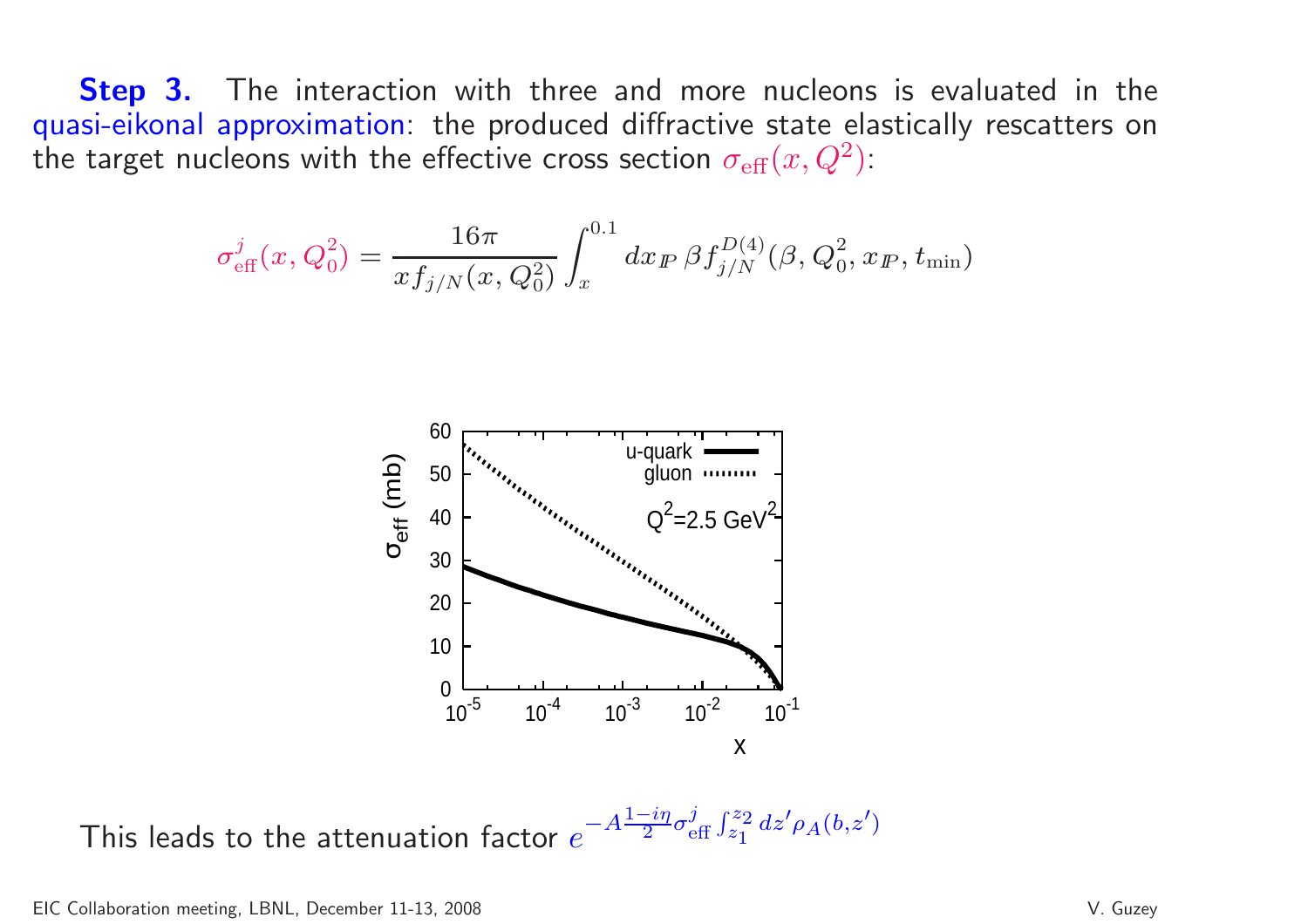**Step 3.** The interaction with three and more nucleons is evaluated in the quasi-eikonal approximation: the produced diffractive state elastically rescatters on the target nucleons with the effective cross section $\sigma_{\rm eff}(x, Q^2)$:

$$\sigma^j_{\rm eff}(x, Q_0^2) = \frac{16\pi}{x f_{j/N}(x, Q_0^2)} \int_x^{0.1} dx_{I\!P}\, \beta f_{j/N}^{D(4)}(\beta, Q_0^2, x_{I\!P}, t_{\rm min})$$

This leads to the attenuation factor $e^{-A\frac{1-i\eta}{2}\sigma^j_{\rm eff}\int_{z_1}^{z_2} dz' \rho_A(b,z')}$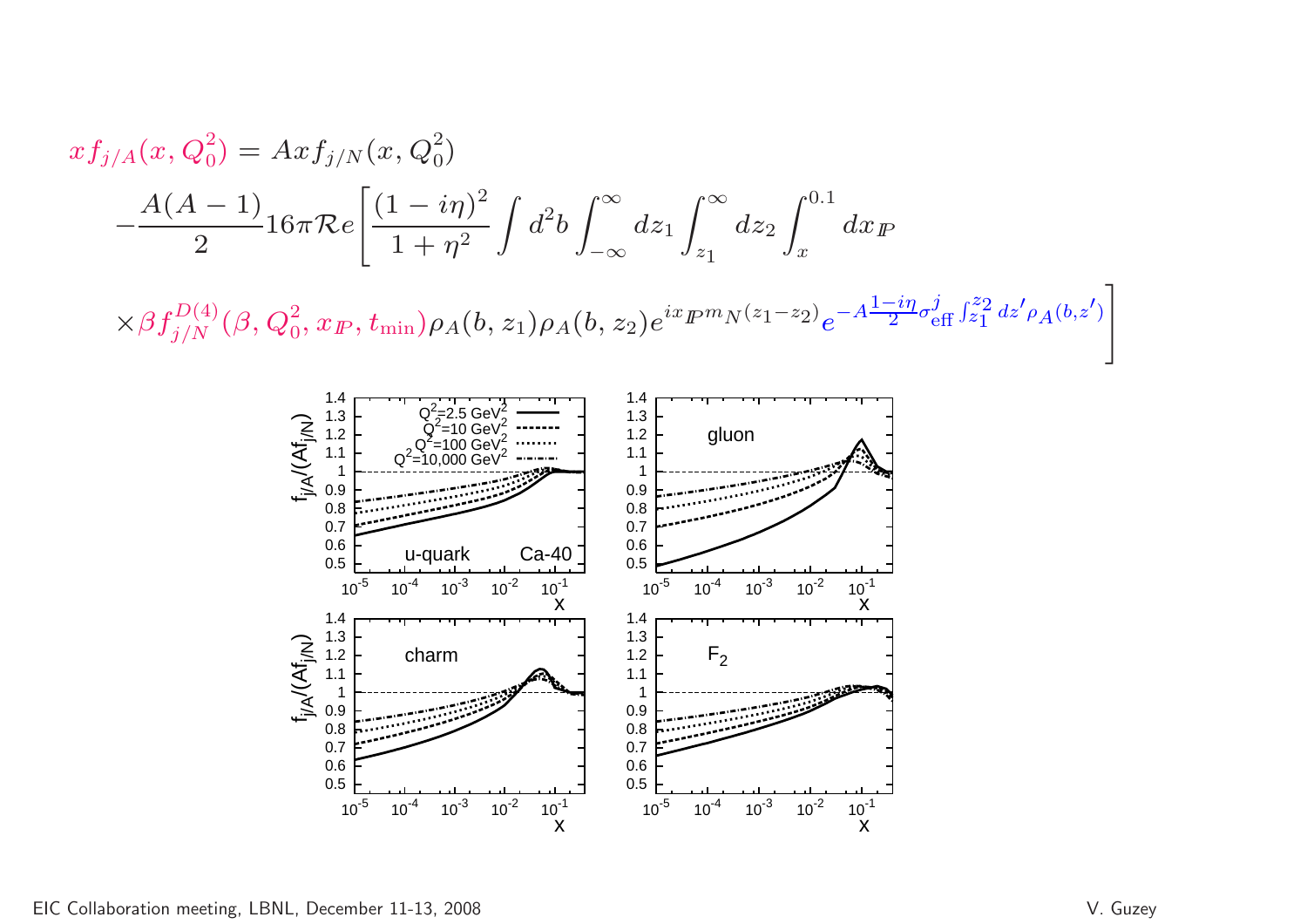$$x f_{j/A}(x, Q_0^2) = A x f_{j/N}(x, Q_0^2)$$

$$-\frac{A(A-1)}{2} 16\pi \mathcal{R}e \Bigg[ \frac{(1-i\eta)^2}{1+\eta^2} \int d^2b \int_{-\infty}^{\infty} dz_1 \int_{z_1}^{\infty} dz_2 \int_{x}^{0.1} dx_{I\!P}$$

$$\times \beta f_{j/N}^{D(4)}(\beta, Q_0^2, x_{I\!P}, t_{\min}) \rho_A(b, z_1) \rho_A(b, z_2) e^{i x_{I\!P} m_N (z_1 - z_2)} e^{-A \frac{1-i\eta}{2} \sigma_{\rm eff}^j \int_{z_1}^{z_2} dz' \rho_A(b, z')} \Bigg]$$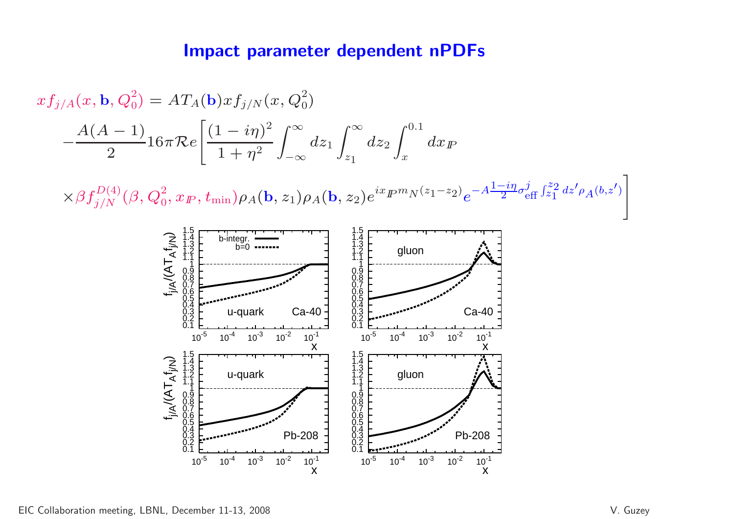# Impact parameter dependent nPDFs

$$
\begin{aligned}
x f_{j/A}(x, \mathbf{b}, Q_0^2) &= A T_A(\mathbf{b}) x f_{j/N}(x, Q_0^2) \\
&- \frac{A(A-1)}{2} 16\pi \mathcal{R}e \left[ \frac{(1-i\eta)^2}{1+\eta^2} \int_{-\infty}^{\infty} dz_1 \int_{z_1}^{\infty} dz_2 \int_x^{0.1} dx_{I\!P} \right. \\
&\left. \times \beta f_{j/N}^{D(4)}(\beta, Q_0^2, x_{I\!P}, t_{\min}) \rho_A(\mathbf{b}, z_1) \rho_A(\mathbf{b}, z_2) e^{i x_{I\!P} m_N (z_1 - z_2)} e^{-A \frac{1-i\eta}{2} \sigma_{\rm eff}^j \int_{z_1}^{z_2} dz' \rho_A(b, z')} \right]
\end{aligned}
$$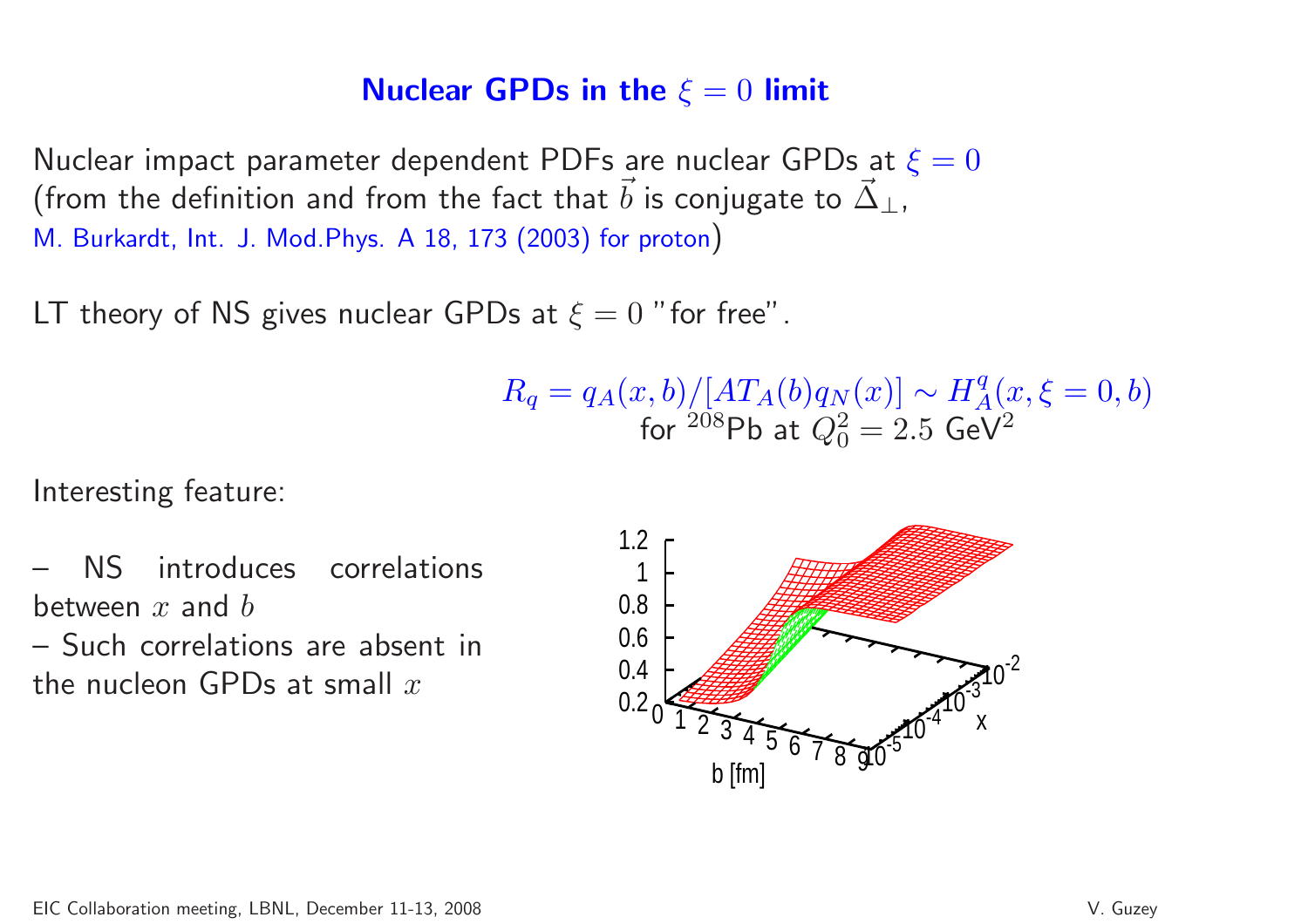# Nuclear GPDs in the $\xi = 0$ limit

Nuclear impact parameter dependent PDFs are nuclear GPDs at $\xi = 0$ (from the definition and from the fact that $\vec{b}$ is conjugate to $\vec{\Delta}_\perp$, M. Burkardt, Int. J. Mod.Phys. A 18, 173 (2003) for proton)

LT theory of NS gives nuclear GPDs at $\xi = 0$ "for free".

$$R_q = q_A(x,b)/[A T_A(b) q_N(x)] \sim H_A^q(x, \xi = 0, b)$$

for $^{208}$Pb at $Q_0^2 = 2.5$ GeV$^2$

Interesting feature:

– NS introduces correlations between $x$ and $b$
– Such correlations are absent in the nucleon GPDs at small $x$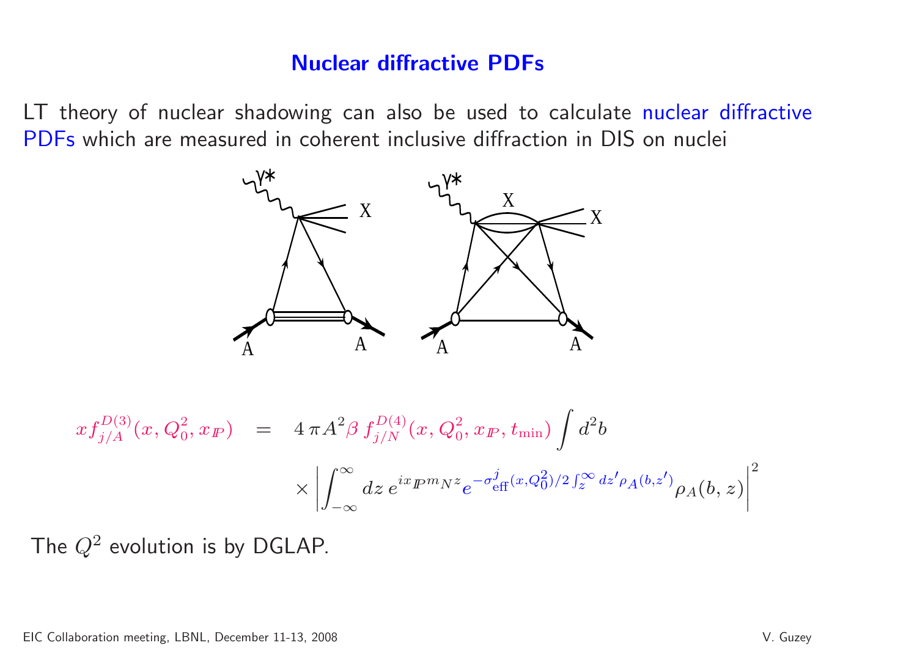# Nuclear diffractive PDFs

LT theory of nuclear shadowing can also be used to calculate nuclear diffractive PDFs which are measured in coherent inclusive diffraction in DIS on nuclei

$$
\begin{aligned}
x f_{j/A}^{D(3)}(x, Q_0^2, x_{I\!P}) &= 4\,\pi A^2 \beta\, f_{j/N}^{D(4)}(x, Q_0^2, x_{I\!P}, t_{\min}) \int d^2b \\
&\times \left| \int_{-\infty}^{\infty} dz\, e^{i x_{I\!P} m_N z} e^{-\sigma_{\text{eff}}^{j}(x,Q_0^2)/2 \int_z^{\infty} dz' \rho_A(b,z')} \rho_A(b,z) \right|^2
\end{aligned}
$$

The $Q^2$ evolution is by DGLAP.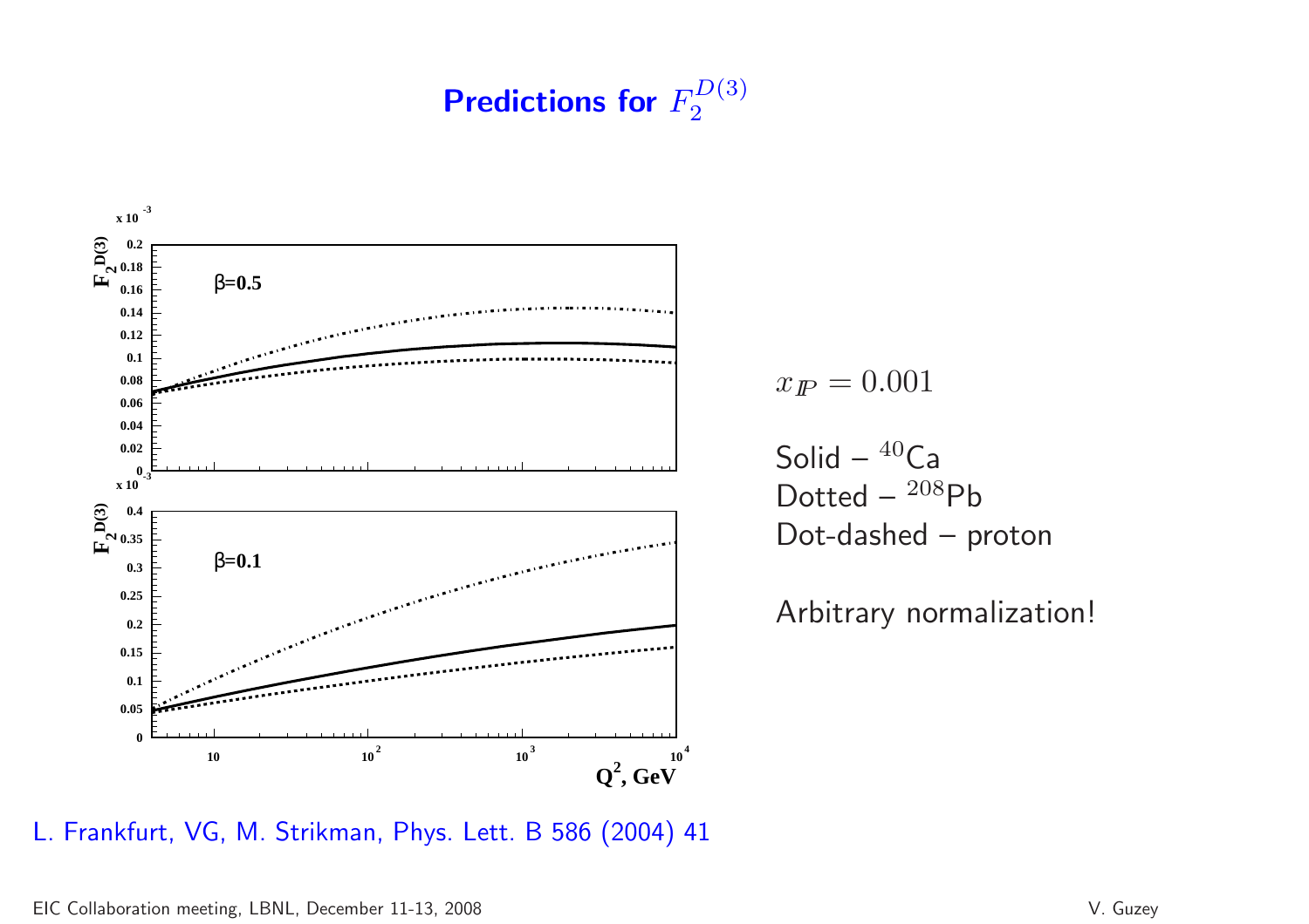# Predictions for $F_2^{D(3)}$

$x_{I\!P} = 0.001$

Solid – $^{40}$Ca
Dotted – $^{208}$Pb
Dot-dashed – proton

Arbitrary normalization!

L. Frankfurt, VG, M. Strikman, Phys. Lett. B 586 (2004) 41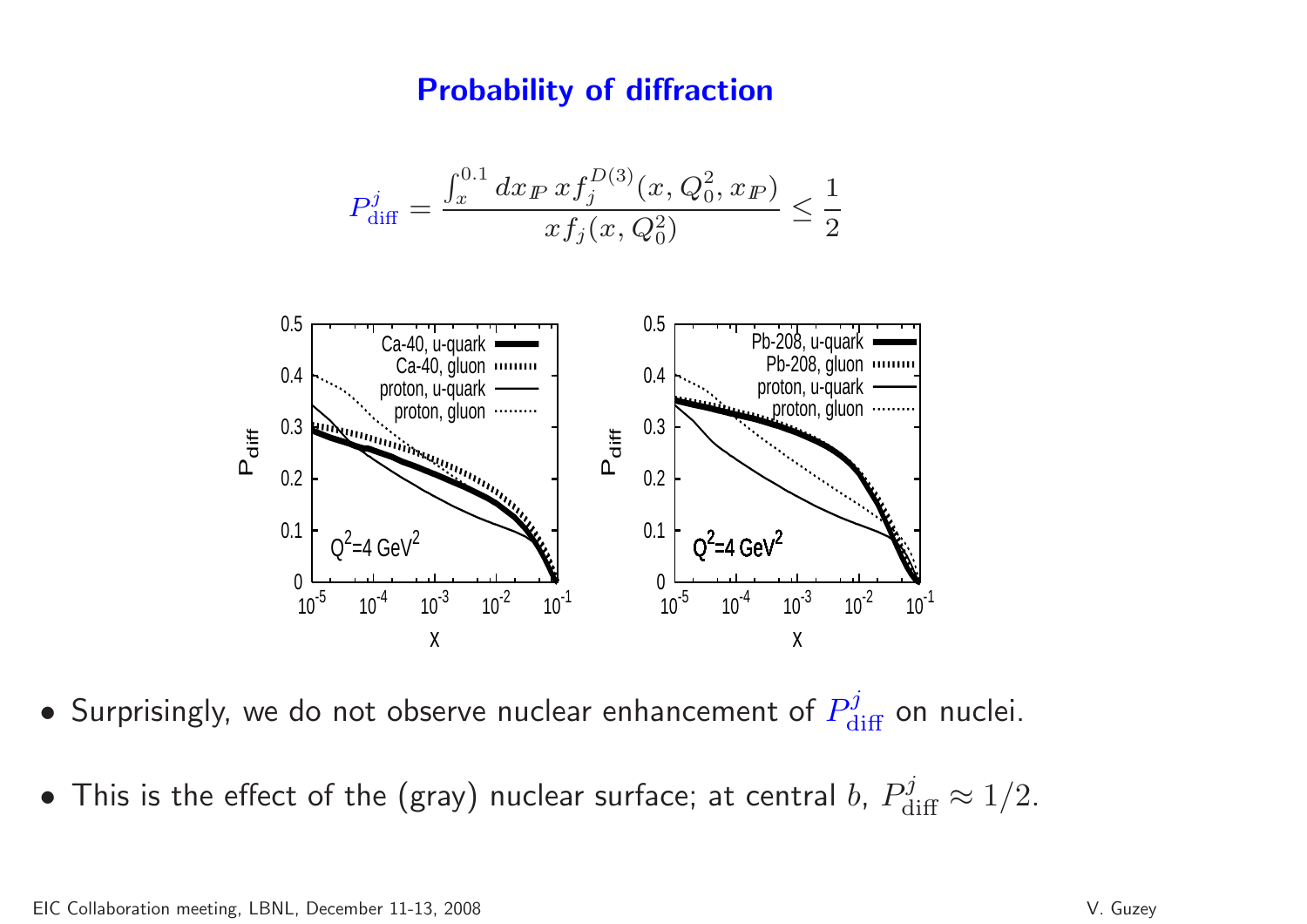# Probability of diffraction

$$P^{j}_{\rm diff} = \frac{\int_x^{0.1} dx_{I\!P}\, x f_j^{D(3)}(x, Q_0^2, x_{I\!P})}{x f_j(x, Q_0^2)} \leq \frac{1}{2}$$

- Surprisingly, we do not observe nuclear enhancement of $P^{j}_{\rm diff}$ on nuclei.
- This is the effect of the (gray) nuclear surface; at central $b$, $P^{j}_{\rm diff} \approx 1/2$.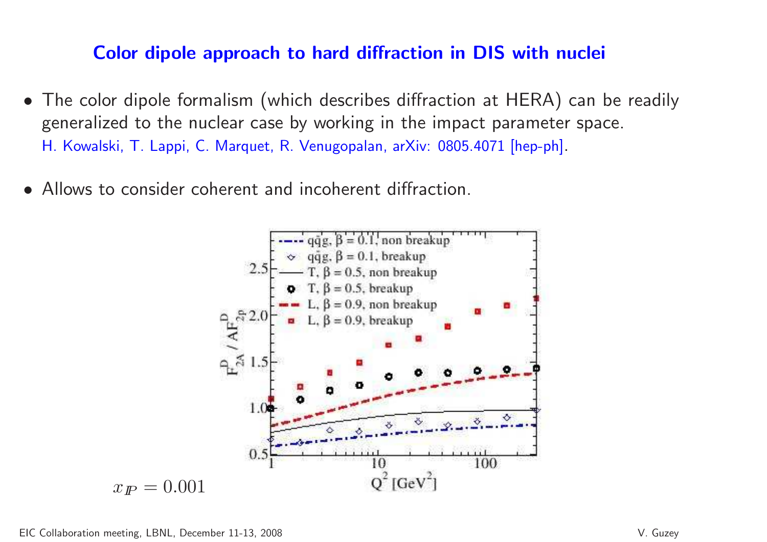## Color dipole approach to hard diffraction in DIS with nuclei

- The color dipole formalism (which describes diffraction at HERA) can be readily generalized to the nuclear case by working in the impact parameter space.
  H. Kowalski, T. Lappi, C. Marquet, R. Venugopalan, arXiv: 0805.4071 [hep-ph].

- Allows to consider coherent and incoherent diffraction.

$x_{\mathbb{P}} = 0.001$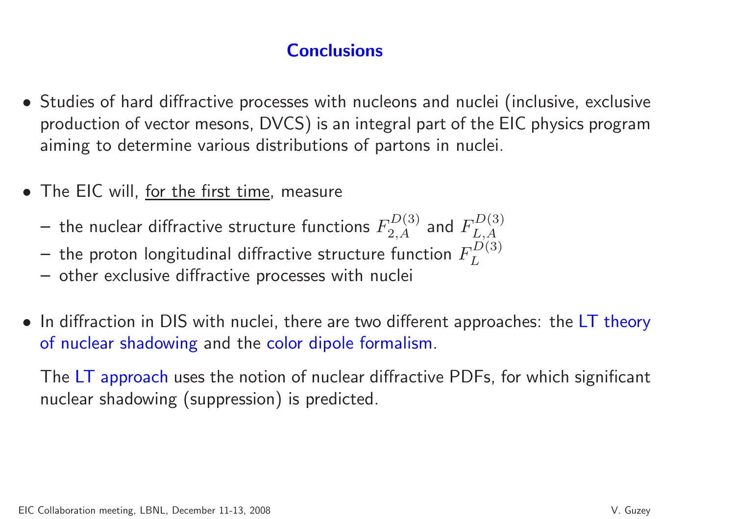# Conclusions

- Studies of hard diffractive processes with nucleons and nuclei (inclusive, exclusive production of vector mesons, DVCS) is an integral part of the EIC physics program aiming to determine various distributions of partons in nuclei.

- The EIC will, <u>for the first time</u>, measure
  - the nuclear diffractive structure functions $F_{2,A}^{D(3)}$ and $F_{L,A}^{D(3)}$
  - the proton longitudinal diffractive structure function $F_L^{D(3)}$
  - other exclusive diffractive processes with nuclei

- In diffraction in DIS with nuclei, there are two different approaches: the LT theory of nuclear shadowing and the color dipole formalism.

  The LT approach uses the notion of nuclear diffractive PDFs, for which significant nuclear shadowing (suppression) is predicted.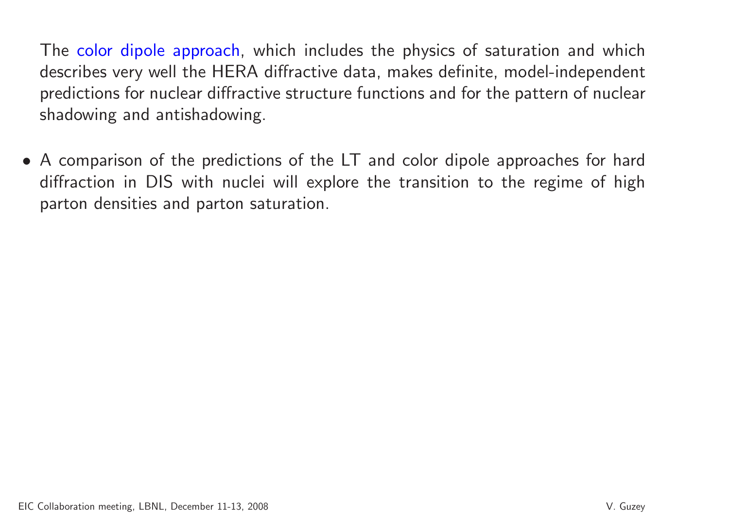The color dipole approach, which includes the physics of saturation and which describes very well the HERA diffractive data, makes definite, model-independent predictions for nuclear diffractive structure functions and for the pattern of nuclear shadowing and antishadowing.

- A comparison of the predictions of the LT and color dipole approaches for hard diffraction in DIS with nuclei will explore the transition to the regime of high parton densities and parton saturation.